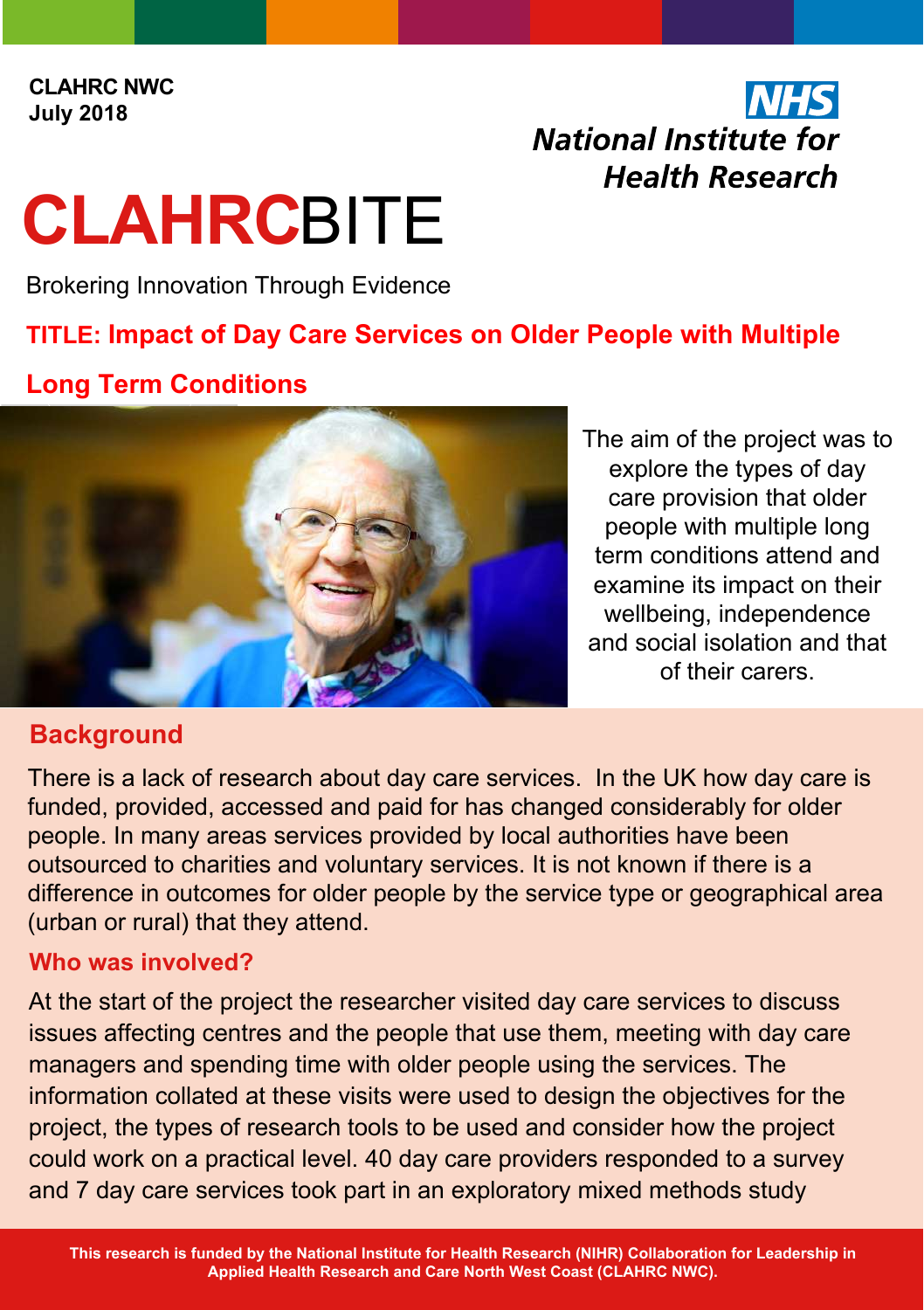CLAHRC NWC
July 2018

NHS
National Institute for Health Research

# CLAHRCBITE

Brokering Innovation Through Evidence

## TITLE: Impact of Day Care Services on Older People with Multiple Long Term Conditions

The aim of the project was to explore the types of day care provision that older people with multiple long term conditions attend and examine its impact on their wellbeing, independence and social isolation and that of their carers.

## Background

There is a lack of research about day care services. In the UK how day care is funded, provided, accessed and paid for has changed considerably for older people. In many areas services provided by local authorities have been outsourced to charities and voluntary services. It is not known if there is a difference in outcomes for older people by the service type or geographical area (urban or rural) that they attend.

### Who was involved?

At the start of the project the researcher visited day care services to discuss issues affecting centres and the people that use them, meeting with day care managers and spending time with older people using the services. The information collated at these visits were used to design the objectives for the project, the types of research tools to be used and consider how the project could work on a practical level. 40 day care providers responded to a survey and 7 day care services took part in an exploratory mixed methods study

**This research is funded by the National Institute for Health Research (NIHR) Collaboration for Leadership in Applied Health Research and Care North West Coast (CLAHRC NWC).**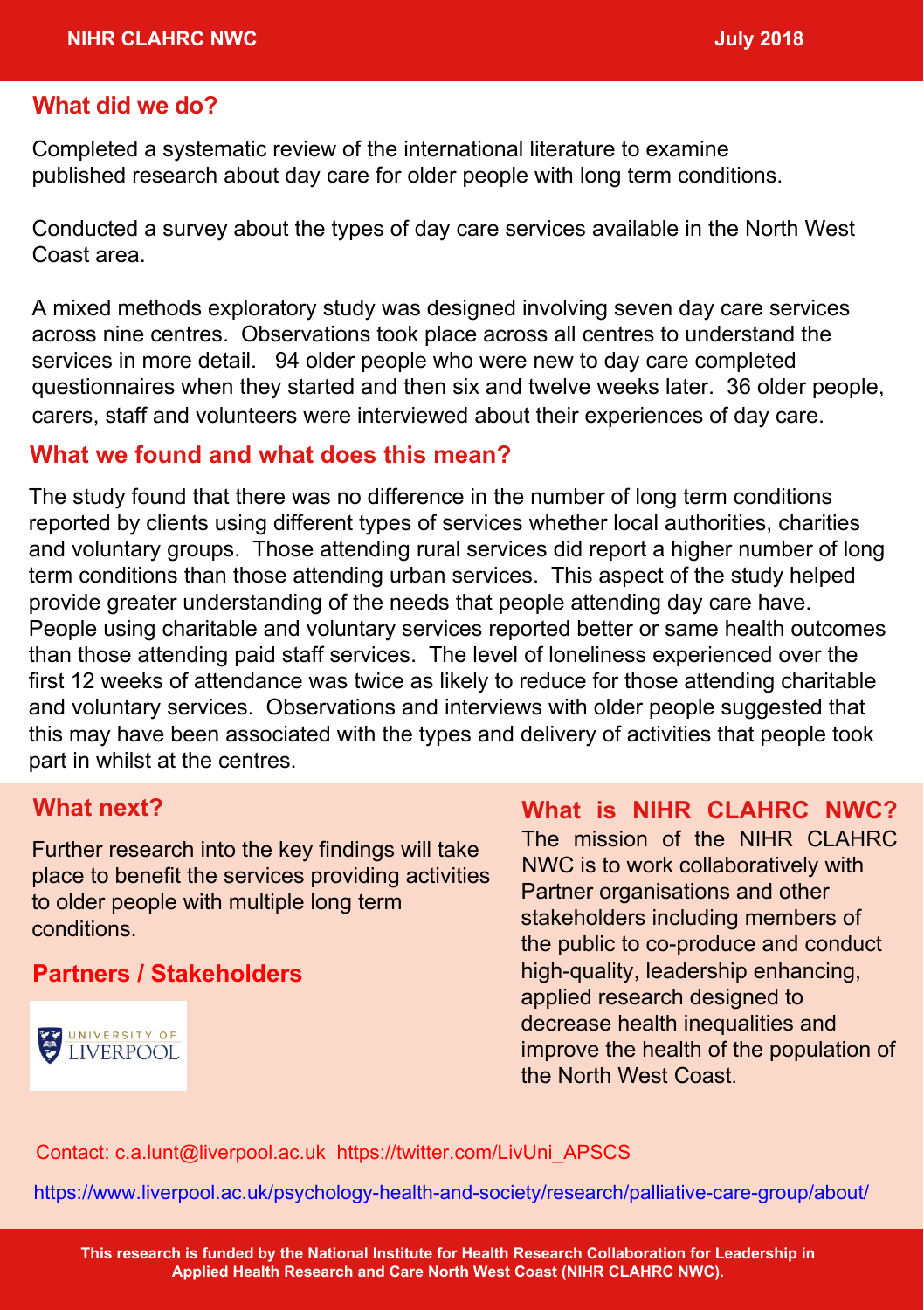## What did we do?

Completed a systematic review of the international literature to examine published research about day care for older people with long term conditions.

Conducted a survey about the types of day care services available in the North West Coast area.

A mixed methods exploratory study was designed involving seven day care services across nine centres. Observations took place across all centres to understand the services in more detail. 94 older people who were new to day care completed questionnaires when they started and then six and twelve weeks later. 36 older people, carers, staff and volunteers were interviewed about their experiences of day care.

## What we found and what does this mean?

The study found that there was no difference in the number of long term conditions reported by clients using different types of services whether local authorities, charities and voluntary groups. Those attending rural services did report a higher number of long term conditions than those attending urban services. This aspect of the study helped provide greater understanding of the needs that people attending day care have. People using charitable and voluntary services reported better or same health outcomes than those attending paid staff services. The level of loneliness experienced over the first 12 weeks of attendance was twice as likely to reduce for those attending charitable and voluntary services. Observations and interviews with older people suggested that this may have been associated with the types and delivery of activities that people took part in whilst at the centres.

## What next?

Further research into the key findings will take place to benefit the services providing activities to older people with multiple long term conditions.

## Partners / Stakeholders

UNIVERSITY OF LIVERPOOL

## What is NIHR CLAHRC NWC?

The mission of the NIHR CLAHRC NWC is to work collaboratively with Partner organisations and other stakeholders including members of the public to co-produce and conduct high-quality, leadership enhancing, applied research designed to decrease health inequalities and improve the health of the population of the North West Coast.

Contact: c.a.lunt@liverpool.ac.uk https://twitter.com/LivUni_APSCS

https://www.liverpool.ac.uk/psychology-health-and-society/research/palliative-care-group/about/

**This research is funded by the National Institute for Health Research Collaboration for Leadership in Applied Health Research and Care North West Coast (NIHR CLAHRC NWC).**